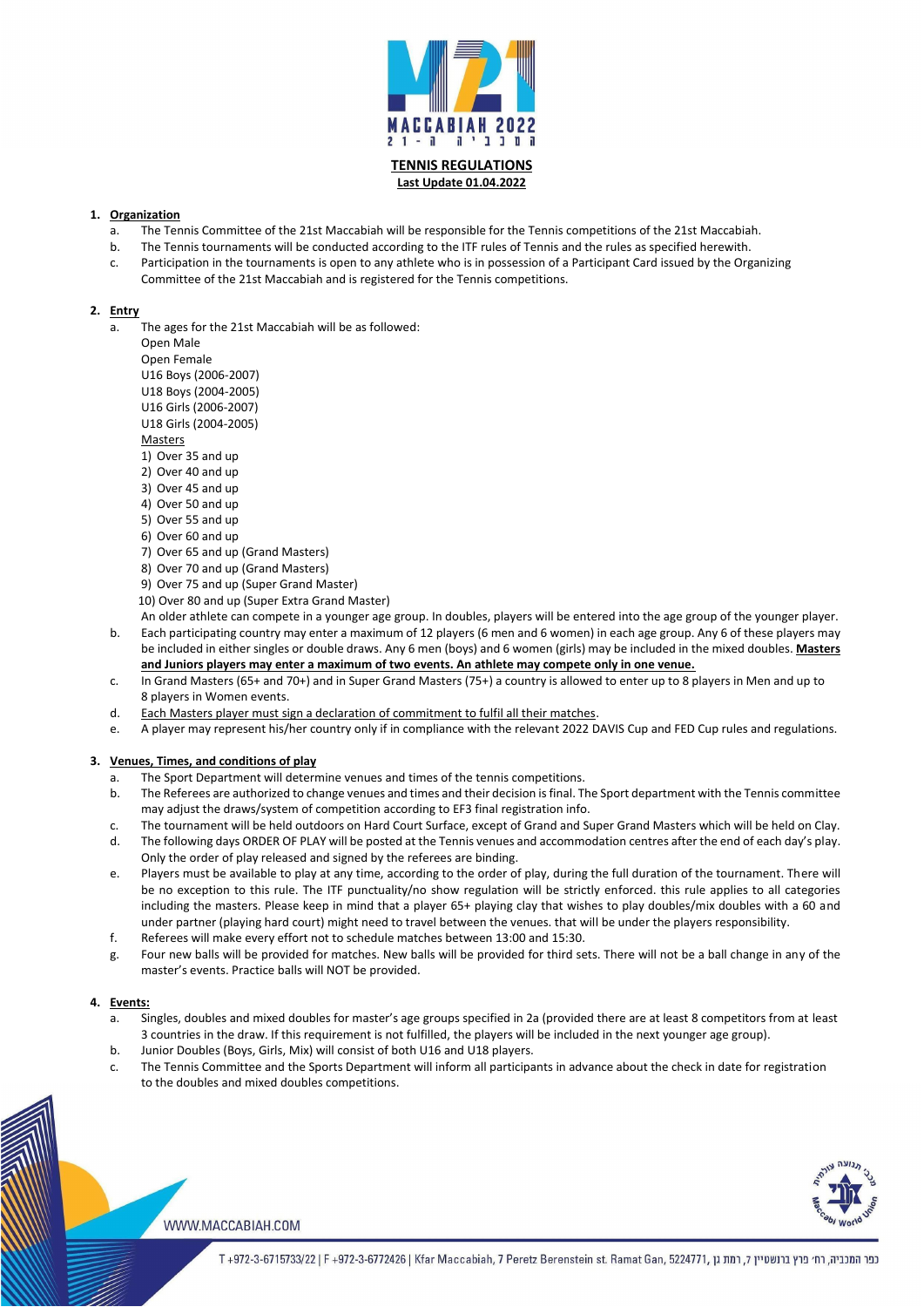# TENNIS REGULATIONS

**Last Update 01.04.2022**

1. **Organization**
   a. The Tennis Committee of the 21st Maccabiah will be responsible for the Tennis competitions of the 21st Maccabiah.
   b. The Tennis tournaments will be conducted according to the ITF rules of Tennis and the rules as specified herewith.
   c. Participation in the tournaments is open to any athlete who is in possession of a Participant Card issued by the Organizing Committee of the 21st Maccabiah and is registered for the Tennis competitions.

2. **Entry**
   a. The ages for the 21st Maccabiah will be as followed:
      Open Male
      Open Female
      U16 Boys (2006-2007)
      U18 Boys (2004-2005)
      U16 Girls (2006-2007)
      U18 Girls (2004-2005)
      Masters
      1) Over 35 and up
      2) Over 40 and up
      3) Over 45 and up
      4) Over 50 and up
      5) Over 55 and up
      6) Over 60 and up
      7) Over 65 and up (Grand Masters)
      8) Over 70 and up (Grand Masters)
      9) Over 75 and up (Super Grand Master)
      10) Over 80 and up (Super Extra Grand Master)
      An older athlete can compete in a younger age group. In doubles, players will be entered into the age group of the younger player.
   b. Each participating country may enter a maximum of 12 players (6 men and 6 women) in each age group. Any 6 of these players may be included in either singles or double draws. Any 6 men (boys) and 6 women (girls) may be included in the mixed doubles. **Masters and Juniors players may enter a maximum of two events. An athlete may compete only in one venue.**
   c. In Grand Masters (65+ and 70+) and in Super Grand Masters (75+) a country is allowed to enter up to 8 players in Men and up to 8 players in Women events.
   d. Each Masters player must sign a declaration of commitment to fulfil all their matches.
   e. A player may represent his/her country only if in compliance with the relevant 2022 DAVIS Cup and FED Cup rules and regulations.

3. **Venues, Times, and conditions of play**
   a. The Sport Department will determine venues and times of the tennis competitions.
   b. The Referees are authorized to change venues and times and their decision is final. The Sport department with the Tennis committee may adjust the draws/system of competition according to EF3 final registration info.
   c. The tournament will be held outdoors on Hard Court Surface, except of Grand and Super Grand Masters which will be held on Clay.
   d. The following days ORDER OF PLAY will be posted at the Tennis venues and accommodation centres after the end of each day's play. Only the order of play released and signed by the referees are binding.
   e. Players must be available to play at any time, according to the order of play, during the full duration of the tournament. There will be no exception to this rule. The ITF punctuality/no show regulation will be strictly enforced. this rule applies to all categories including the masters. Please keep in mind that a player 65+ playing clay that wishes to play doubles/mix doubles with a 60 and under partner (playing hard court) might need to travel between the venues. that will be under the players responsibility.
   f. Referees will make every effort not to schedule matches between 13:00 and 15:30.
   g. Four new balls will be provided for matches. New balls will be provided for third sets. There will not be a ball change in any of the master's events. Practice balls will NOT be provided.

4. **Events:**
   a. Singles, doubles and mixed doubles for master's age groups specified in 2a (provided there are at least 8 competitors from at least 3 countries in the draw. If this requirement is not fulfilled, the players will be included in the next younger age group).
   b. Junior Doubles (Boys, Girls, Mix) will consist of both U16 and U18 players.
   c. The Tennis Committee and the Sports Department will inform all participants in advance about the check in date for registration to the doubles and mixed doubles competitions.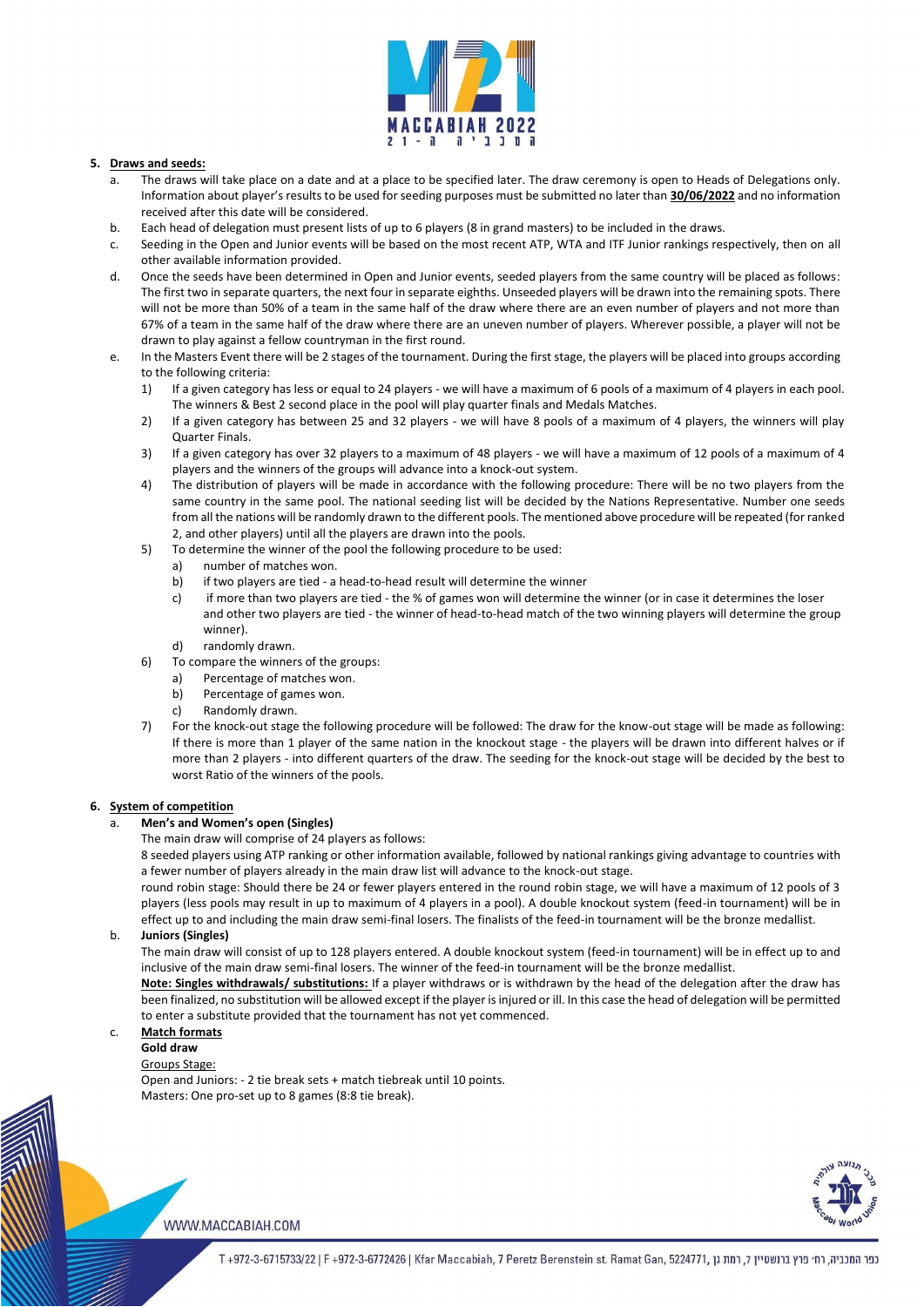## 5. Draws and seeds:

a. The draws will take place on a date and at a place to be specified later. The draw ceremony is open to Heads of Delegations only. Information about player's results to be used for seeding purposes must be submitted no later than **30/06/2022** and no information received after this date will be considered.

b. Each head of delegation must present lists of up to 6 players (8 in grand masters) to be included in the draws.

c. Seeding in the Open and Junior events will be based on the most recent ATP, WTA and ITF Junior rankings respectively, then on all other available information provided.

d. Once the seeds have been determined in Open and Junior events, seeded players from the same country will be placed as follows: The first two in separate quarters, the next four in separate eighths. Unseeded players will be drawn into the remaining spots. There will not be more than 50% of a team in the same half of the draw where there are an even number of players and not more than 67% of a team in the same half of the draw where there are an uneven number of players. Wherever possible, a player will not be drawn to play against a fellow countryman in the first round.

e. In the Masters Event there will be 2 stages of the tournament. During the first stage, the players will be placed into groups according to the following criteria:

1) If a given category has less or equal to 24 players - we will have a maximum of 6 pools of a maximum of 4 players in each pool. The winners & Best 2 second place in the pool will play quarter finals and Medals Matches.
2) If a given category has between 25 and 32 players - we will have 8 pools of a maximum of 4 players, the winners will play Quarter Finals.
3) If a given category has over 32 players to a maximum of 48 players - we will have a maximum of 12 pools of a maximum of 4 players and the winners of the groups will advance into a knock-out system.
4) The distribution of players will be made in accordance with the following procedure: There will be no two players from the same country in the same pool. The national seeding list will be decided by the Nations Representative. Number one seeds from all the nations will be randomly drawn to the different pools. The mentioned above procedure will be repeated (for ranked 2, and other players) until all the players are drawn into the pools.
5) To determine the winner of the pool the following procedure to be used:
   a) number of matches won.
   b) if two players are tied - a head-to-head result will determine the winner
   c) if more than two players are tied - the % of games won will determine the winner (or in case it determines the loser and other two players are tied - the winner of head-to-head match of the two winning players will determine the group winner).
   d) randomly drawn.
6) To compare the winners of the groups:
   a) Percentage of matches won.
   b) Percentage of games won.
   c) Randomly drawn.
7) For the knock-out stage the following procedure will be followed: The draw for the know-out stage will be made as following: If there is more than 1 player of the same nation in the knockout stage - the players will be drawn into different halves or if more than 2 players - into different quarters of the draw. The seeding for the knock-out stage will be decided by the best to worst Ratio of the winners of the pools.

## 6. System of competition

a. **Men's and Women's open (Singles)**

The main draw will comprise of 24 players as follows:

8 seeded players using ATP ranking or other information available, followed by national rankings giving advantage to countries with a fewer number of players already in the main draw list will advance to the knock-out stage.

round robin stage: Should there be 24 or fewer players entered in the round robin stage, we will have a maximum of 12 pools of 3 players (less pools may result in up to maximum of 4 players in a pool). A double knockout system (feed-in tournament) will be in effect up to and including the main draw semi-final losers. The finalists of the feed-in tournament will be the bronze medallist.

b. **Juniors (Singles)**

The main draw will consist of up to 128 players entered. A double knockout system (feed-in tournament) will be in effect up to and inclusive of the main draw semi-final losers. The winner of the feed-in tournament will be the bronze medallist.

**Note: Singles withdrawals/ substitutions:** If a player withdraws or is withdrawn by the head of the delegation after the draw has been finalized, no substitution will be allowed except if the player is injured or ill. In this case the head of delegation will be permitted to enter a substitute provided that the tournament has not yet commenced.

c. **Match formats**

**Gold draw**

Groups Stage:

Open and Juniors: - 2 tie break sets + match tiebreak until 10 points.
Masters: One pro-set up to 8 games (8:8 tie break).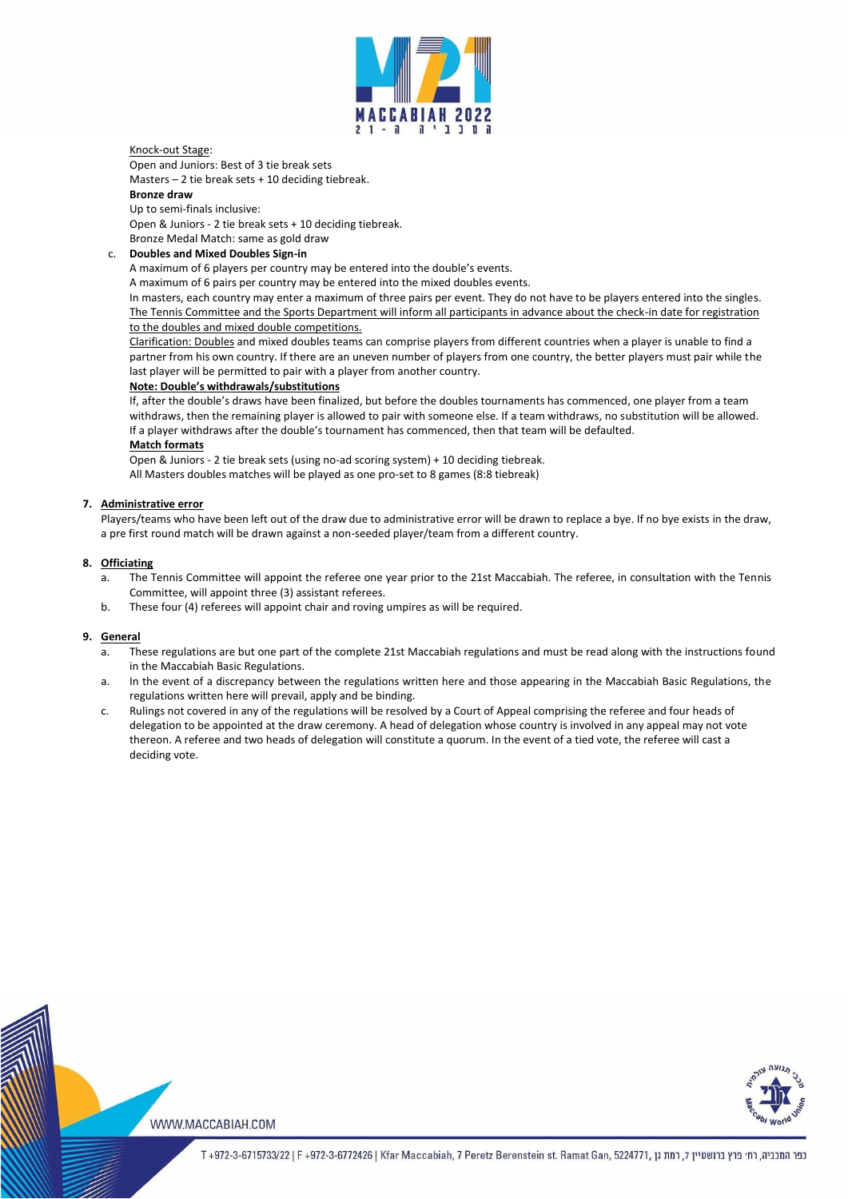Knock-out Stage:

Open and Juniors: Best of 3 tie break sets

Masters – 2 tie break sets + 10 deciding tiebreak.

**Bronze draw**

Up to semi-finals inclusive:

Open & Juniors - 2 tie break sets + 10 deciding tiebreak.

Bronze Medal Match: same as gold draw

c. **Doubles and Mixed Doubles Sign-in**

A maximum of 6 players per country may be entered into the double's events.

A maximum of 6 pairs per country may be entered into the mixed doubles events.

In masters, each country may enter a maximum of three pairs per event. They do not have to be players entered into the singles. The Tennis Committee and the Sports Department will inform all participants in advance about the check-in date for registration to the doubles and mixed double competitions.

Clarification: Doubles and mixed doubles teams can comprise players from different countries when a player is unable to find a partner from his own country. If there are an uneven number of players from one country, the better players must pair while the last player will be permitted to pair with a player from another country.

**Note: Double's withdrawals/substitutions**

If, after the double's draws have been finalized, but before the doubles tournaments has commenced, one player from a team withdraws, then the remaining player is allowed to pair with someone else. If a team withdraws, no substitution will be allowed. If a player withdraws after the double's tournament has commenced, then that team will be defaulted.

**Match formats**

Open & Juniors - 2 tie break sets (using no-ad scoring system) + 10 deciding tiebreak.

All Masters doubles matches will be played as one pro-set to 8 games (8:8 tiebreak)

## 7. Administrative error

Players/teams who have been left out of the draw due to administrative error will be drawn to replace a bye. If no bye exists in the draw, a pre first round match will be drawn against a non-seeded player/team from a different country.

## 8. Officiating

a. The Tennis Committee will appoint the referee one year prior to the 21st Maccabiah. The referee, in consultation with the Tennis Committee, will appoint three (3) assistant referees.

b. These four (4) referees will appoint chair and roving umpires as will be required.

## 9. General

a. These regulations are but one part of the complete 21st Maccabiah regulations and must be read along with the instructions found in the Maccabiah Basic Regulations.

a. In the event of a discrepancy between the regulations written here and those appearing in the Maccabiah Basic Regulations, the regulations written here will prevail, apply and be binding.

c. Rulings not covered in any of the regulations will be resolved by a Court of Appeal comprising the referee and four heads of delegation to be appointed at the draw ceremony. A head of delegation whose country is involved in any appeal may not vote thereon. A referee and two heads of delegation will constitute a quorum. In the event of a tied vote, the referee will cast a deciding vote.